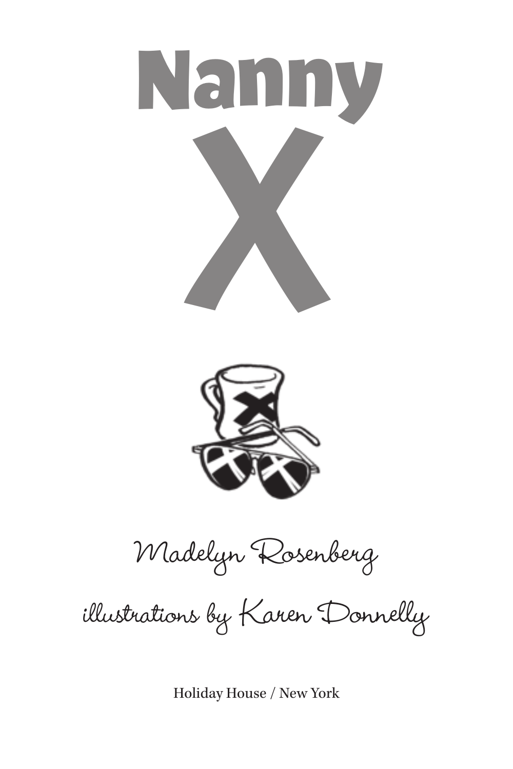# Nanny X

Madelyn Rosenberg

illustrations by Karen Donnelly

Holiday House / New York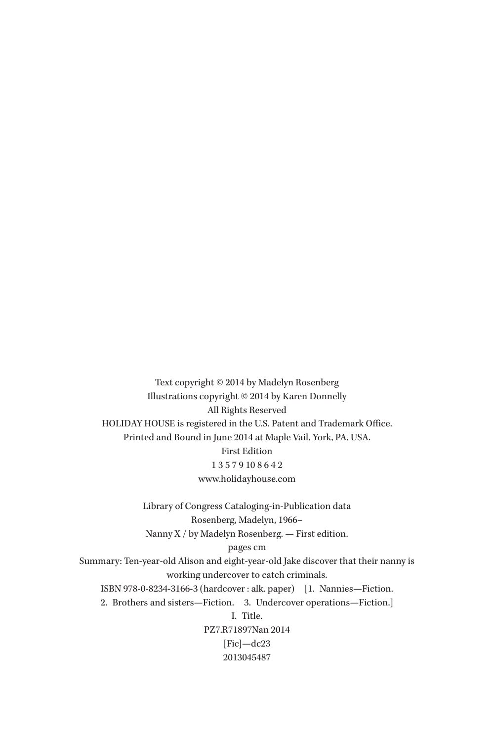Text copyright © 2014 by Madelyn Rosenberg
Illustrations copyright © 2014 by Karen Donnelly
All Rights Reserved
HOLIDAY HOUSE is registered in the U.S. Patent and Trademark Office.
Printed and Bound in June 2014 at Maple Vail, York, PA, USA.
First Edition
1 3 5 7 9 10 8 6 4 2
www.holidayhouse.com

Library of Congress Cataloging-in-Publication data
Rosenberg, Madelyn, 1966–
Nanny X / by Madelyn Rosenberg. — First edition.
pages cm
Summary: Ten-year-old Alison and eight-year-old Jake discover that their nanny is working undercover to catch criminals.
ISBN 978-0-8234-3166-3 (hardcover : alk. paper) [1. Nannies—Fiction. 2. Brothers and sisters—Fiction. 3. Undercover operations—Fiction.]
I. Title.
PZ7.R71897Nan 2014
[Fic]—dc23
2013045487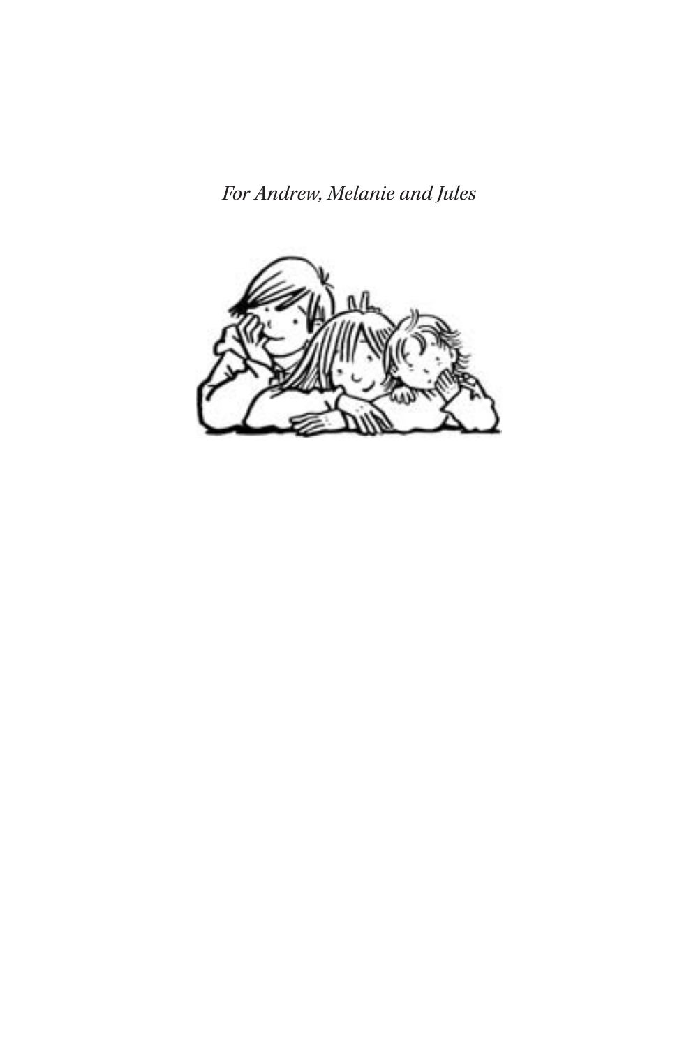*For Andrew, Melanie and Jules*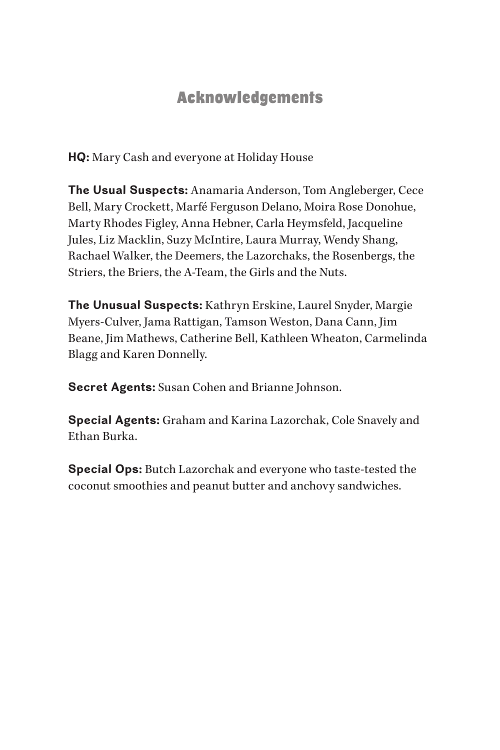# Acknowledgements

**HQ:** Mary Cash and everyone at Holiday House

**The Usual Suspects:** Anamaria Anderson, Tom Angleberger, Cece Bell, Mary Crockett, Marfé Ferguson Delano, Moira Rose Donohue, Marty Rhodes Figley, Anna Hebner, Carla Heymsfeld, Jacqueline Jules, Liz Macklin, Suzy McIntire, Laura Murray, Wendy Shang, Rachael Walker, the Deemers, the Lazorchaks, the Rosenbergs, the Striers, the Briers, the A-Team, the Girls and the Nuts.

**The Unusual Suspects:** Kathryn Erskine, Laurel Snyder, Margie Myers-Culver, Jama Rattigan, Tamson Weston, Dana Cann, Jim Beane, Jim Mathews, Catherine Bell, Kathleen Wheaton, Carmelinda Blagg and Karen Donnelly.

**Secret Agents:** Susan Cohen and Brianne Johnson.

**Special Agents:** Graham and Karina Lazorchak, Cole Snavely and Ethan Burka.

**Special Ops:** Butch Lazorchak and everyone who taste-tested the coconut smoothies and peanut butter and anchovy sandwiches.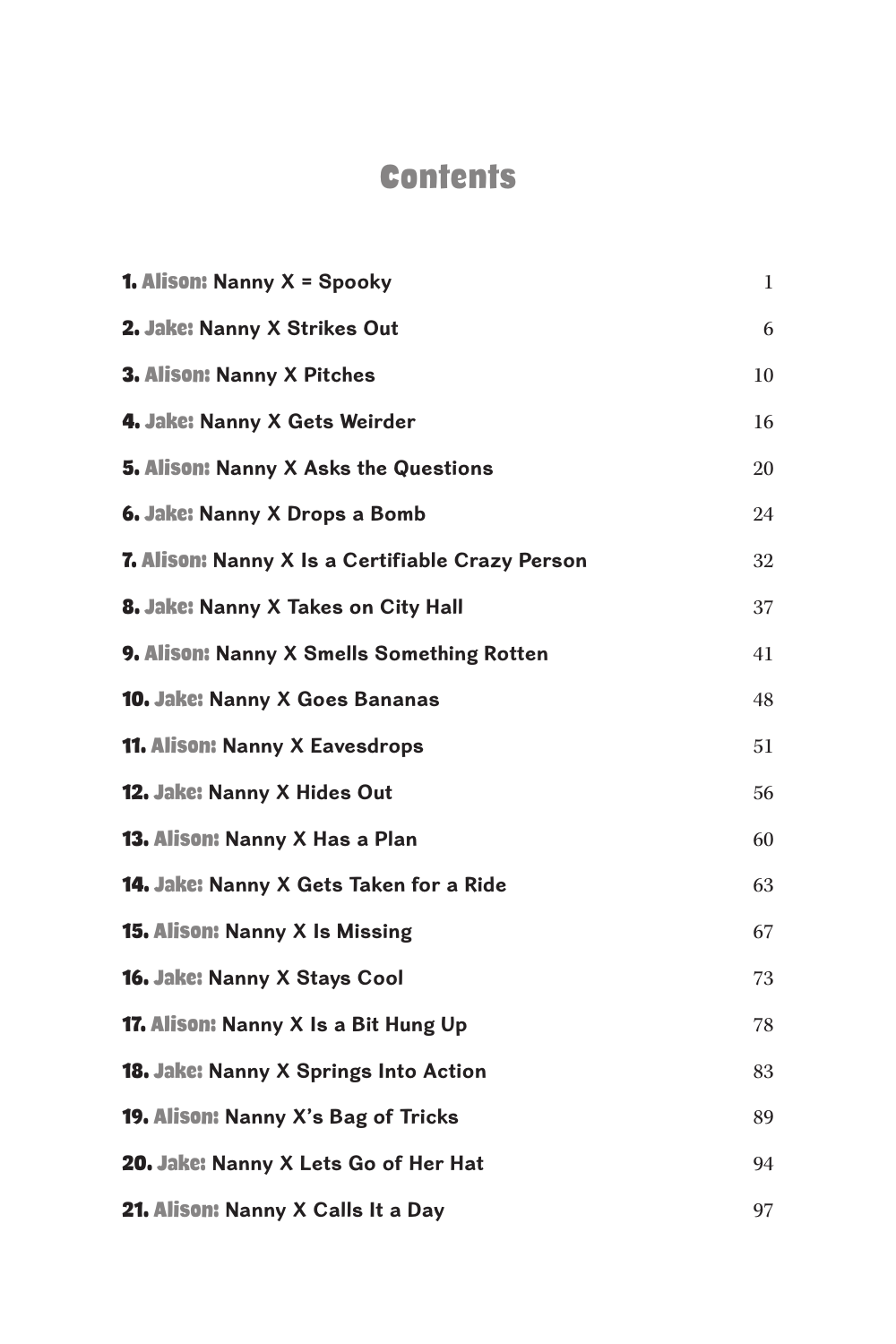# Contents

| | |
|---|---|
| **1. Alison: Nanny X = Spooky** | 1 |
| **2. Jake: Nanny X Strikes Out** | 6 |
| **3. Alison: Nanny X Pitches** | 10 |
| **4. Jake: Nanny X Gets Weirder** | 16 |
| **5. Alison: Nanny X Asks the Questions** | 20 |
| **6. Jake: Nanny X Drops a Bomb** | 24 |
| **7. Alison: Nanny X Is a Certifiable Crazy Person** | 32 |
| **8. Jake: Nanny X Takes on City Hall** | 37 |
| **9. Alison: Nanny X Smells Something Rotten** | 41 |
| **10. Jake: Nanny X Goes Bananas** | 48 |
| **11. Alison: Nanny X Eavesdrops** | 51 |
| **12. Jake: Nanny X Hides Out** | 56 |
| **13. Alison: Nanny X Has a Plan** | 60 |
| **14. Jake: Nanny X Gets Taken for a Ride** | 63 |
| **15. Alison: Nanny X Is Missing** | 67 |
| **16. Jake: Nanny X Stays Cool** | 73 |
| **17. Alison: Nanny X Is a Bit Hung Up** | 78 |
| **18. Jake: Nanny X Springs Into Action** | 83 |
| **19. Alison: Nanny X's Bag of Tricks** | 89 |
| **20. Jake: Nanny X Lets Go of Her Hat** | 94 |
| **21. Alison: Nanny X Calls It a Day** | 97 |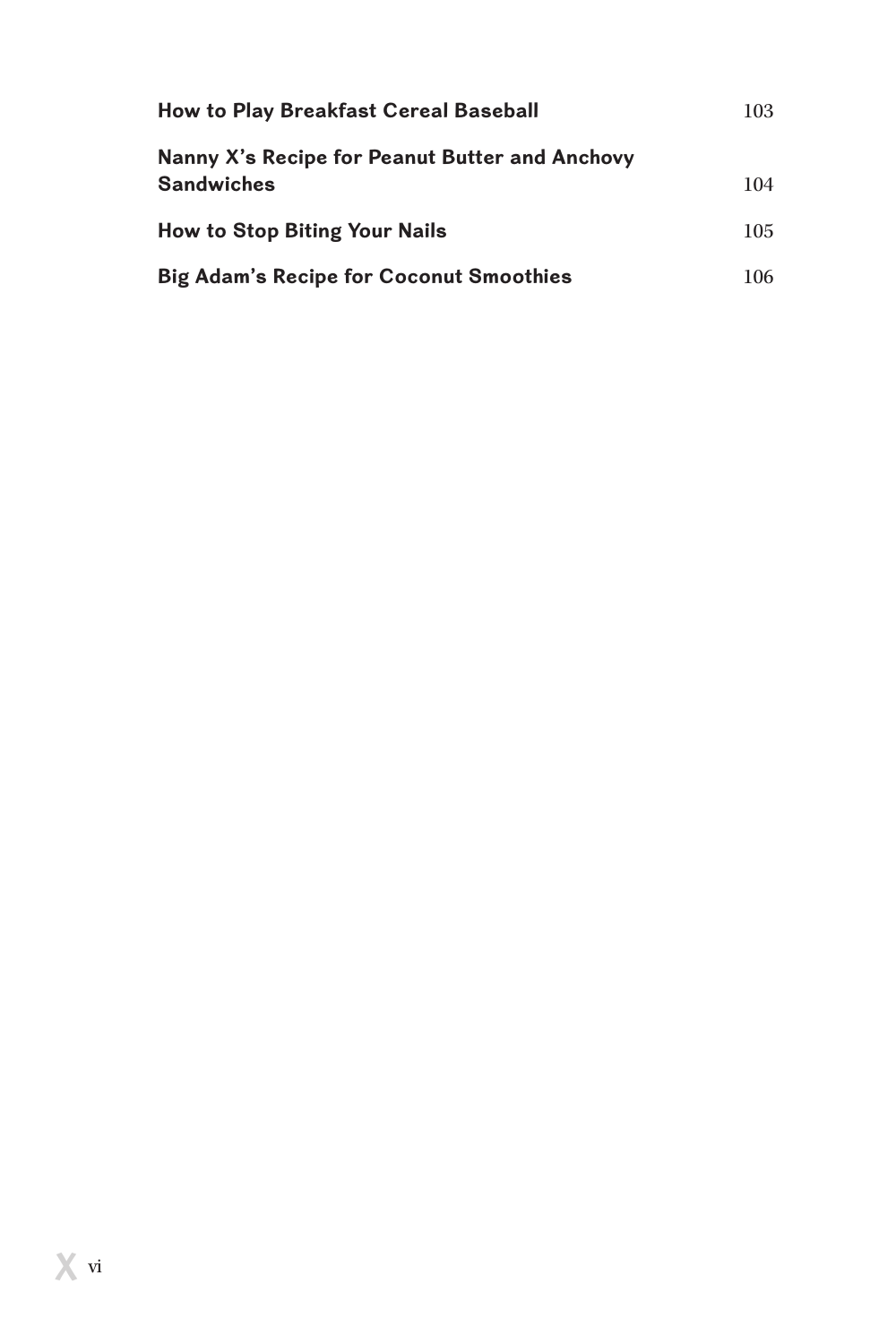| | |
|---|---|
| **How to Play Breakfast Cereal Baseball** | 103 |
| **Nanny X's Recipe for Peanut Butter and Anchovy Sandwiches** | 104 |
| **How to Stop Biting Your Nails** | 105 |
| **Big Adam's Recipe for Coconut Smoothies** | 106 |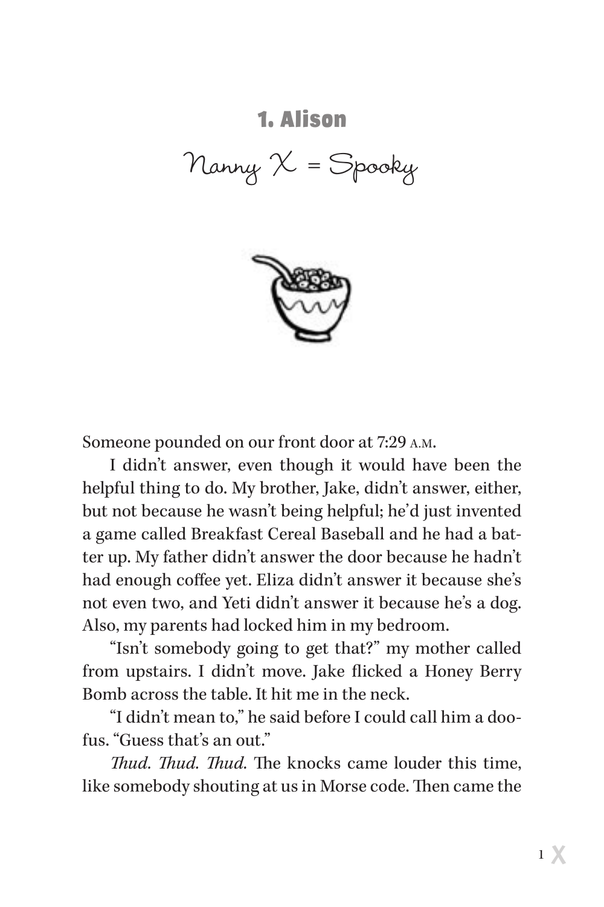# 1. Alison

## Nanny X = Spooky

Someone pounded on our front door at 7:29 A.M.

I didn't answer, even though it would have been the helpful thing to do. My brother, Jake, didn't answer, either, but not because he wasn't being helpful; he'd just invented a game called Breakfast Cereal Baseball and he had a batter up. My father didn't answer the door because he hadn't had enough coffee yet. Eliza didn't answer it because she's not even two, and Yeti didn't answer it because he's a dog. Also, my parents had locked him in my bedroom.

"Isn't somebody going to get that?" my mother called from upstairs. I didn't move. Jake flicked a Honey Berry Bomb across the table. It hit me in the neck.

"I didn't mean to," he said before I could call him a doofus. "Guess that's an out."

*Thud. Thud. Thud.* The knocks came louder this time, like somebody shouting at us in Morse code. Then came the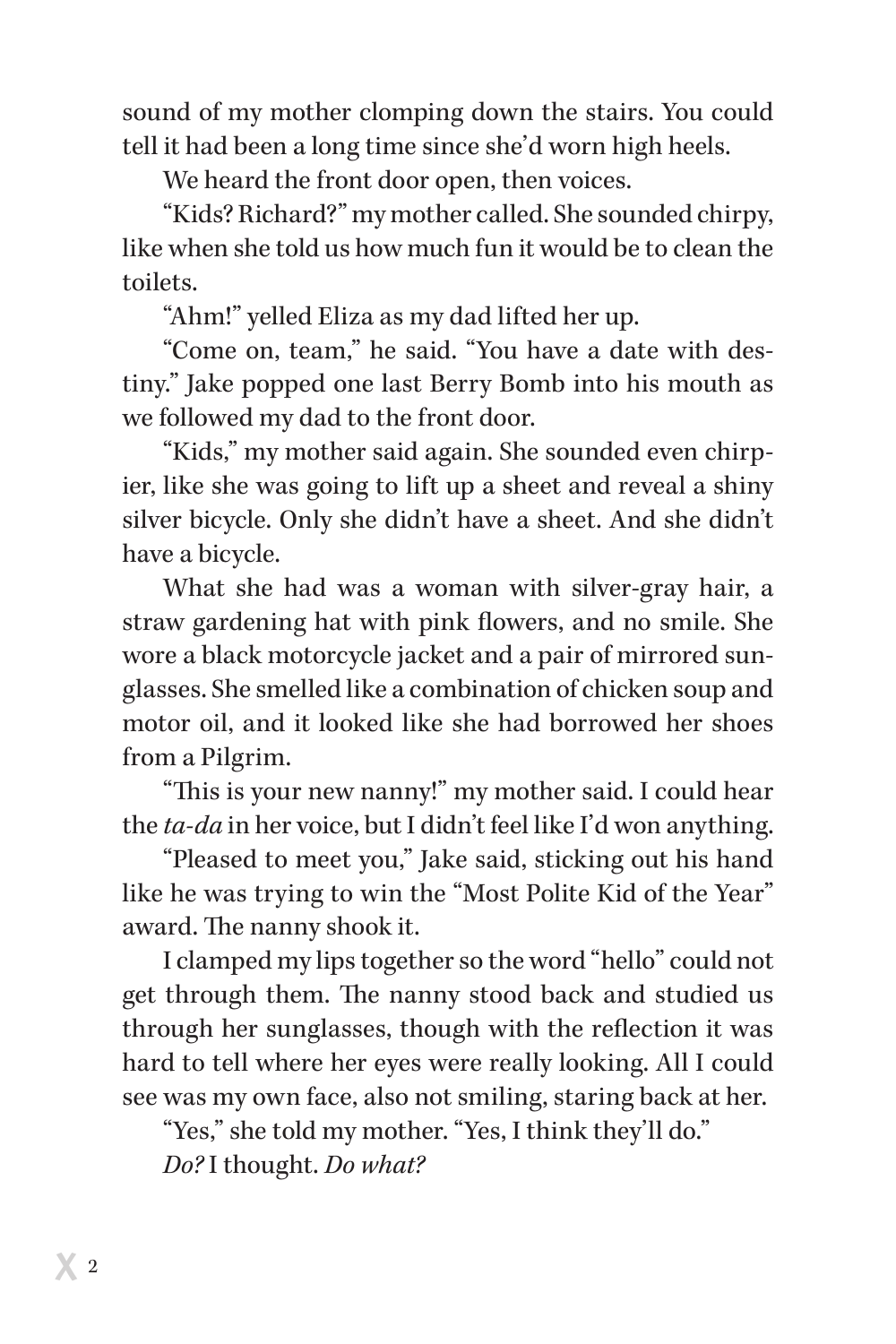sound of my mother clomping down the stairs. You could tell it had been a long time since she'd worn high heels.

We heard the front door open, then voices.

"Kids? Richard?" my mother called. She sounded chirpy, like when she told us how much fun it would be to clean the toilets.

"Ahm!" yelled Eliza as my dad lifted her up.

"Come on, team," he said. "You have a date with destiny." Jake popped one last Berry Bomb into his mouth as we followed my dad to the front door.

"Kids," my mother said again. She sounded even chirpier, like she was going to lift up a sheet and reveal a shiny silver bicycle. Only she didn't have a sheet. And she didn't have a bicycle.

What she had was a woman with silver-gray hair, a straw gardening hat with pink flowers, and no smile. She wore a black motorcycle jacket and a pair of mirrored sunglasses. She smelled like a combination of chicken soup and motor oil, and it looked like she had borrowed her shoes from a Pilgrim.

"This is your new nanny!" my mother said. I could hear the *ta-da* in her voice, but I didn't feel like I'd won anything.

"Pleased to meet you," Jake said, sticking out his hand like he was trying to win the "Most Polite Kid of the Year" award. The nanny shook it.

I clamped my lips together so the word "hello" could not get through them. The nanny stood back and studied us through her sunglasses, though with the reflection it was hard to tell where her eyes were really looking. All I could see was my own face, also not smiling, staring back at her.

"Yes," she told my mother. "Yes, I think they'll do."

*Do?* I thought. *Do what?*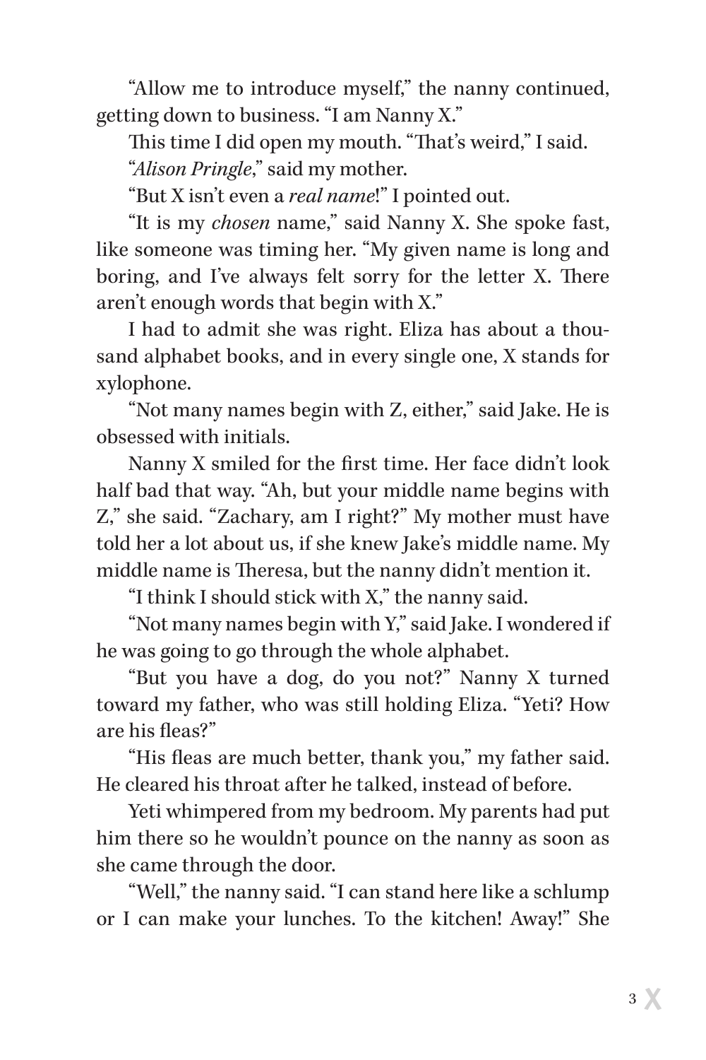"Allow me to introduce myself," the nanny continued, getting down to business. "I am Nanny X."

This time I did open my mouth. "That's weird," I said.

"*Alison Pringle*," said my mother.

"But X isn't even a *real name*!" I pointed out.

"It is my *chosen* name," said Nanny X. She spoke fast, like someone was timing her. "My given name is long and boring, and I've always felt sorry for the letter X. There aren't enough words that begin with X."

I had to admit she was right. Eliza has about a thousand alphabet books, and in every single one, X stands for xylophone.

"Not many names begin with Z, either," said Jake. He is obsessed with initials.

Nanny X smiled for the first time. Her face didn't look half bad that way. "Ah, but your middle name begins with Z," she said. "Zachary, am I right?" My mother must have told her a lot about us, if she knew Jake's middle name. My middle name is Theresa, but the nanny didn't mention it.

"I think I should stick with X," the nanny said.

"Not many names begin with Y," said Jake. I wondered if he was going to go through the whole alphabet.

"But you have a dog, do you not?" Nanny X turned toward my father, who was still holding Eliza. "Yeti? How are his fleas?"

"His fleas are much better, thank you," my father said. He cleared his throat after he talked, instead of before.

Yeti whimpered from my bedroom. My parents had put him there so he wouldn't pounce on the nanny as soon as she came through the door.

"Well," the nanny said. "I can stand here like a schlump or I can make your lunches. To the kitchen! Away!" She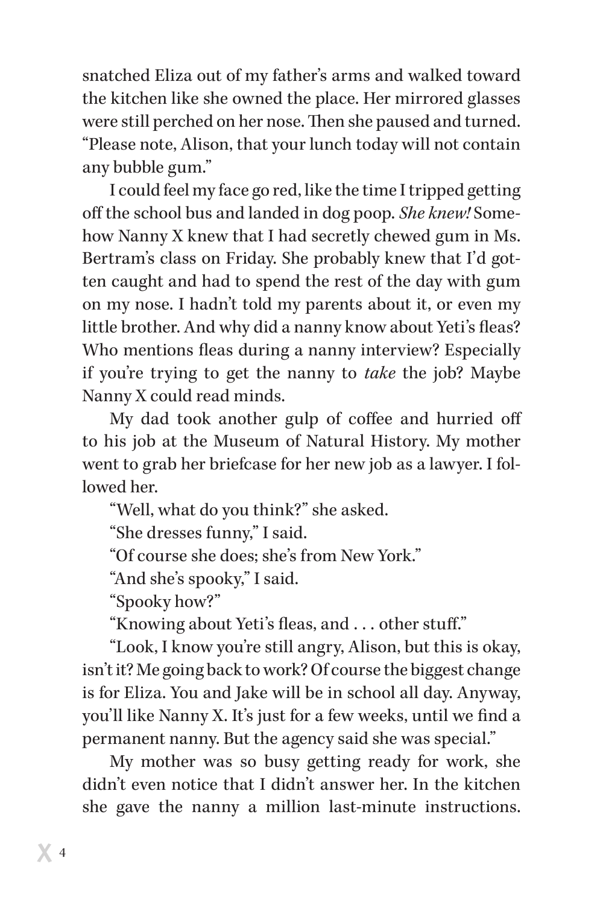snatched Eliza out of my father's arms and walked toward the kitchen like she owned the place. Her mirrored glasses were still perched on her nose. Then she paused and turned. "Please note, Alison, that your lunch today will not contain any bubble gum."

I could feel my face go red, like the time I tripped getting off the school bus and landed in dog poop. *She knew!* Somehow Nanny X knew that I had secretly chewed gum in Ms. Bertram's class on Friday. She probably knew that I'd gotten caught and had to spend the rest of the day with gum on my nose. I hadn't told my parents about it, or even my little brother. And why did a nanny know about Yeti's fleas? Who mentions fleas during a nanny interview? Especially if you're trying to get the nanny to *take* the job? Maybe Nanny X could read minds.

My dad took another gulp of coffee and hurried off to his job at the Museum of Natural History. My mother went to grab her briefcase for her new job as a lawyer. I followed her.

"Well, what do you think?" she asked.

"She dresses funny," I said.

"Of course she does; she's from New York."

"And she's spooky," I said.

"Spooky how?"

"Knowing about Yeti's fleas, and . . . other stuff."

"Look, I know you're still angry, Alison, but this is okay, isn't it? Me going back to work? Of course the biggest change is for Eliza. You and Jake will be in school all day. Anyway, you'll like Nanny X. It's just for a few weeks, until we find a permanent nanny. But the agency said she was special."

My mother was so busy getting ready for work, she didn't even notice that I didn't answer her. In the kitchen she gave the nanny a million last-minute instructions.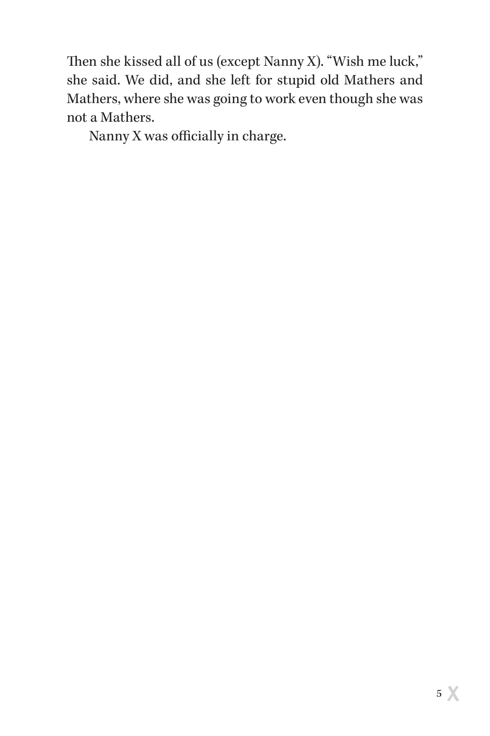Then she kissed all of us (except Nanny X). "Wish me luck," she said. We did, and she left for stupid old Mathers and Mathers, where she was going to work even though she was not a Mathers.

Nanny X was officially in charge.